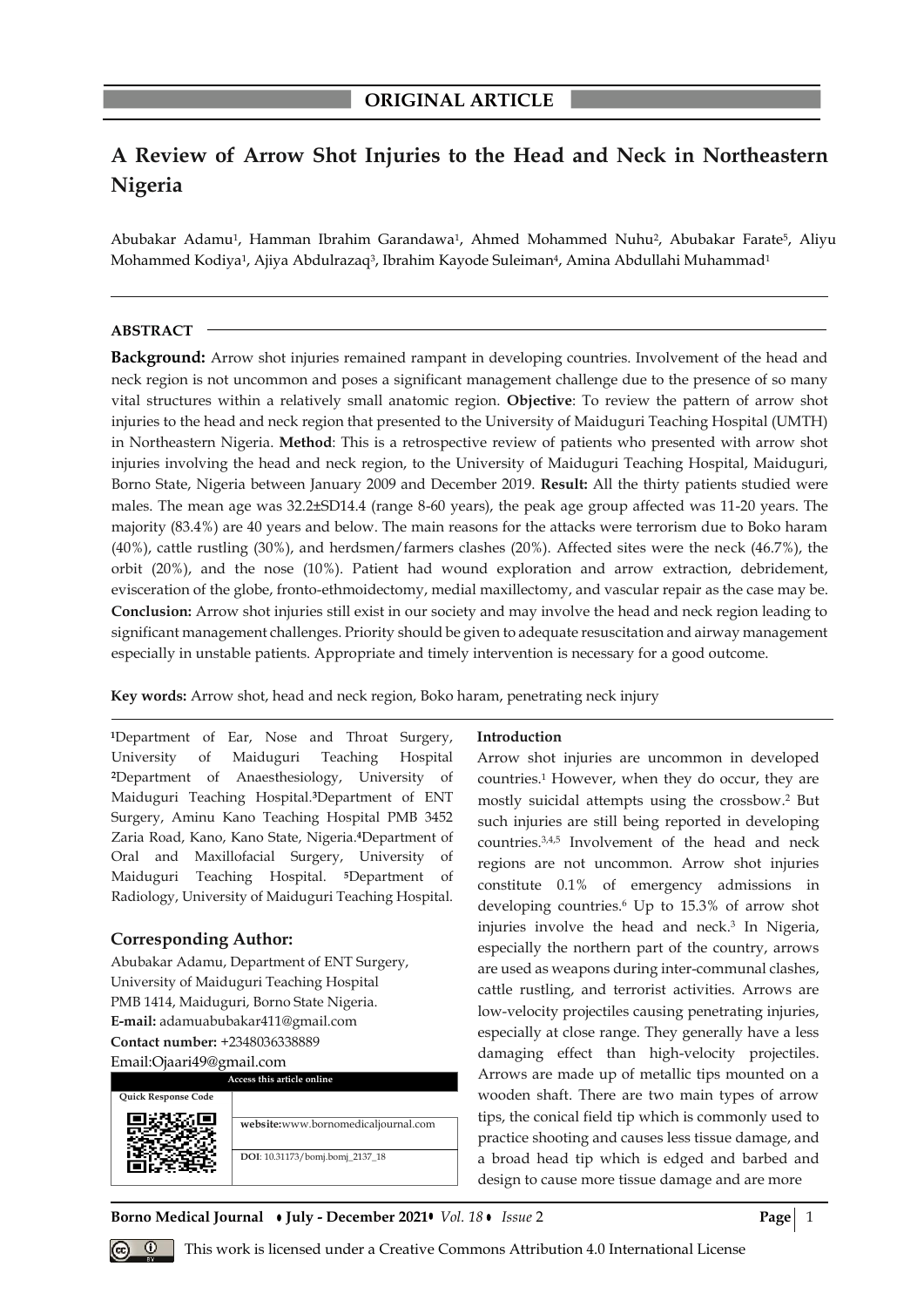**ORIGINAL ARTICLE**

# A Review of Arrow Shot Injuries to the Head and Neck in Northeastern Nigeria

Abubakar Adamu[1], Hamman Ibrahim Garandawa[1], Ahmed Mohammed Nuhu[2], Abubakar Farate[5], Aliyu Mohammed Kodiya[1], Ajiya Abdulrazaq[3], Ibrahim Kayode Suleiman[4], Amina Abdullahi Muhammad[1]

## ABSTRACT

**Background:** Arrow shot injuries remained rampant in developing countries. Involvement of the head and neck region is not uncommon and poses a significant management challenge due to the presence of so many vital structures within a relatively small anatomic region. **Objective**: To review the pattern of arrow shot injuries to the head and neck region that presented to the University of Maiduguri Teaching Hospital (UMTH) in Northeastern Nigeria. **Method**: This is a retrospective review of patients who presented with arrow shot injuries involving the head and neck region, to the University of Maiduguri Teaching Hospital, Maiduguri, Borno State, Nigeria between January 2009 and December 2019. **Result:** All the thirty patients studied were males. The mean age was 32.2±SD14.4 (range 8-60 years), the peak age group affected was 11-20 years. The majority (83.4%) are 40 years and below. The main reasons for the attacks were terrorism due to Boko haram (40%), cattle rustling (30%), and herdsmen/farmers clashes (20%). Affected sites were the neck (46.7%), the orbit (20%), and the nose (10%). Patient had wound exploration and arrow extraction, debridement, evisceration of the globe, fronto-ethmoidectomy, medial maxillectomy, and vascular repair as the case may be. **Conclusion:** Arrow shot injuries still exist in our society and may involve the head and neck region leading to significant management challenges. Priority should be given to adequate resuscitation and airway management especially in unstable patients. Appropriate and timely intervention is necessary for a good outcome.

**Key words:** Arrow shot, head and neck region, Boko haram, penetrating neck injury

[1]Department of Ear, Nose and Throat Surgery, University of Maiduguri Teaching Hospital [2]Department of Anaesthesiology, University of Maiduguri Teaching Hospital. [3]Department of ENT Surgery, Aminu Kano Teaching Hospital PMB 3452 Zaria Road, Kano, Kano State, Nigeria. [4]Department of Oral and Maxillofacial Surgery, University of Maiduguri Teaching Hospital. [5]Department of Radiology, University of Maiduguri Teaching Hospital.

### Corresponding Author:

Abubakar Adamu, Department of ENT Surgery, University of Maiduguri Teaching Hospital PMB 1414, Maiduguri, Borno State Nigeria.
**E-mail:** adamuabubakar411@gmail.com
**Contact number:** +2348036338889
Email:Ojaari49@gmail.com

| Access this article online | |
|---|---|
| Quick Response Code | |
| | **website:** www.bornomedicaljournal.com |
| | **DOI**: 10.31173/bomj.bomj_2137_18 |

### Introduction

Arrow shot injuries are uncommon in developed countries.[1] However, when they do occur, they are mostly suicidal attempts using the crossbow.[2] But such injuries are still being reported in developing countries.[3,4,5] Involvement of the head and neck regions are not uncommon. Arrow shot injuries constitute 0.1% of emergency admissions in developing countries.[6] Up to 15.3% of arrow shot injuries involve the head and neck.[3] In Nigeria, especially the northern part of the country, arrows are used as weapons during inter-communal clashes, cattle rustling, and terrorist activities. Arrows are low-velocity projectiles causing penetrating injuries, especially at close range. They generally have a less damaging effect than high-velocity projectiles. Arrows are made up of metallic tips mounted on a wooden shaft. There are two main types of arrow tips, the conical field tip which is commonly used to practice shooting and causes less tissue damage, and a broad head tip which is edged and barbed and design to cause more tissue damage and are more

This work is licensed under a Creative Commons Attribution 4.0 International License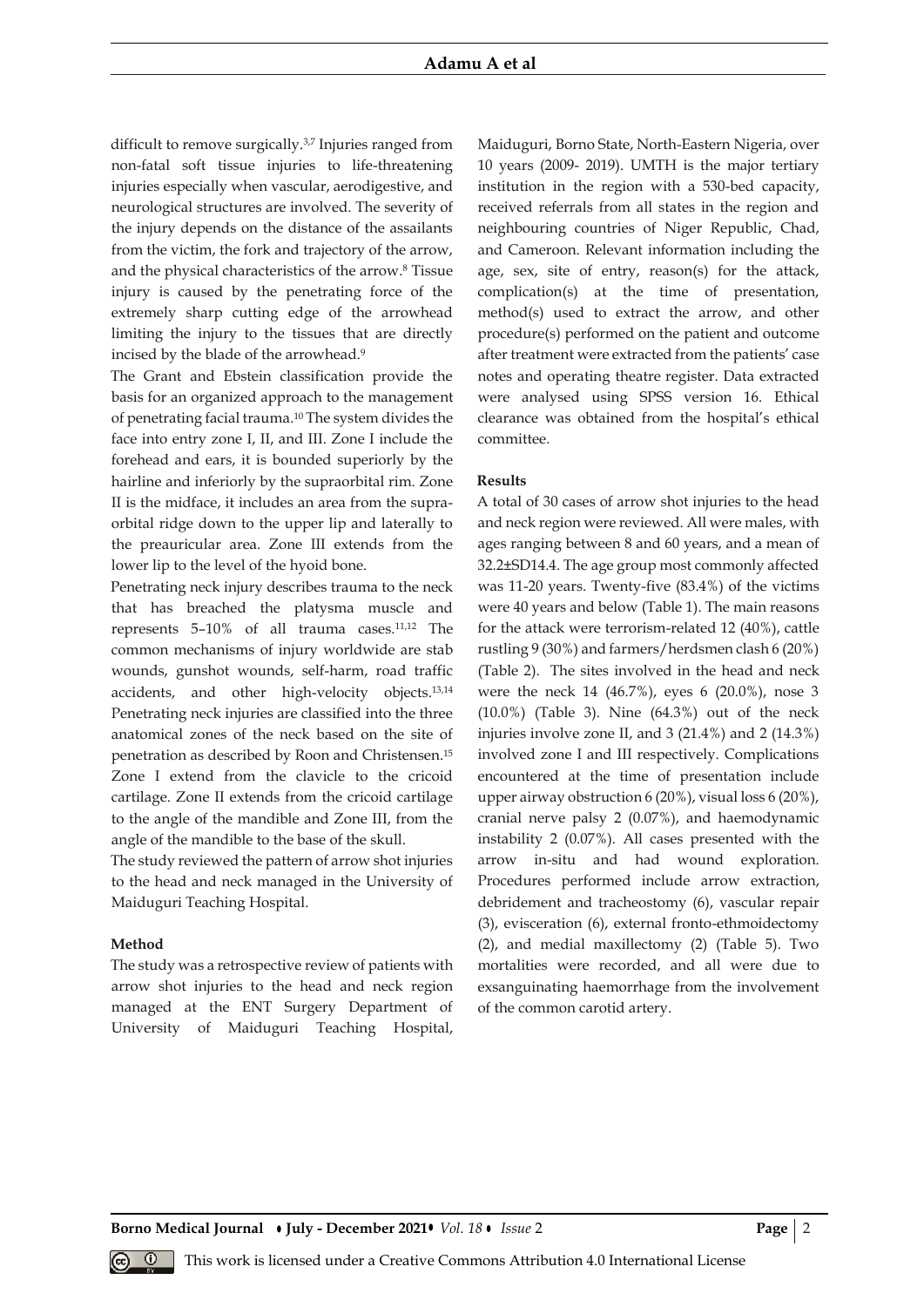difficult to remove surgically.[3,7] Injuries ranged from non-fatal soft tissue injuries to life-threatening injuries especially when vascular, aerodigestive, and neurological structures are involved. The severity of the injury depends on the distance of the assailants from the victim, the fork and trajectory of the arrow, and the physical characteristics of the arrow.[8] Tissue injury is caused by the penetrating force of the extremely sharp cutting edge of the arrowhead limiting the injury to the tissues that are directly incised by the blade of the arrowhead.[9]

The Grant and Ebstein classification provide the basis for an organized approach to the management of penetrating facial trauma.[10] The system divides the face into entry zone I, II, and III. Zone I include the forehead and ears, it is bounded superiorly by the hairline and inferiorly by the supraorbital rim. Zone II is the midface, it includes an area from the supra-orbital ridge down to the upper lip and laterally to the preauricular area. Zone III extends from the lower lip to the level of the hyoid bone.

Penetrating neck injury describes trauma to the neck that has breached the platysma muscle and represents 5–10% of all trauma cases.[11,12] The common mechanisms of injury worldwide are stab wounds, gunshot wounds, self-harm, road traffic accidents, and other high-velocity objects.[13,14] Penetrating neck injuries are classified into the three anatomical zones of the neck based on the site of penetration as described by Roon and Christensen.[15] Zone I extend from the clavicle to the cricoid cartilage. Zone II extends from the cricoid cartilage to the angle of the mandible and Zone III, from the angle of the mandible to the base of the skull.

The study reviewed the pattern of arrow shot injuries to the head and neck managed in the University of Maiduguri Teaching Hospital.

**Method**

The study was a retrospective review of patients with arrow shot injuries to the head and neck region managed at the ENT Surgery Department of University of Maiduguri Teaching Hospital, Maiduguri, Borno State, North-Eastern Nigeria, over 10 years (2009- 2019). UMTH is the major tertiary institution in the region with a 530-bed capacity, received referrals from all states in the region and neighbouring countries of Niger Republic, Chad, and Cameroon. Relevant information including the age, sex, site of entry, reason(s) for the attack, complication(s) at the time of presentation, method(s) used to extract the arrow, and other procedure(s) performed on the patient and outcome after treatment were extracted from the patients' case notes and operating theatre register. Data extracted were analysed using SPSS version 16. Ethical clearance was obtained from the hospital's ethical committee.

**Results**

A total of 30 cases of arrow shot injuries to the head and neck region were reviewed. All were males, with ages ranging between 8 and 60 years, and a mean of 32.2±SD14.4. The age group most commonly affected was 11-20 years. Twenty-five (83.4%) of the victims were 40 years and below (Table 1). The main reasons for the attack were terrorism-related 12 (40%), cattle rustling 9 (30%) and farmers/herdsmen clash 6 (20%) (Table 2). The sites involved in the head and neck were the neck 14 (46.7%), eyes 6 (20.0%), nose 3 (10.0%) (Table 3). Nine (64.3%) out of the neck injuries involve zone II, and 3 (21.4%) and 2 (14.3%) involved zone I and III respectively. Complications encountered at the time of presentation include upper airway obstruction 6 (20%), visual loss 6 (20%), cranial nerve palsy 2 (0.07%), and haemodynamic instability 2 (0.07%). All cases presented with the arrow in-situ and had wound exploration. Procedures performed include arrow extraction, debridement and tracheostomy (6), vascular repair (3), evisceration (6), external fronto-ethmoidectomy (2), and medial maxillectomy (2) (Table 5). Two mortalities were recorded, and all were due to exsanguinating haemorrhage from the involvement of the common carotid artery.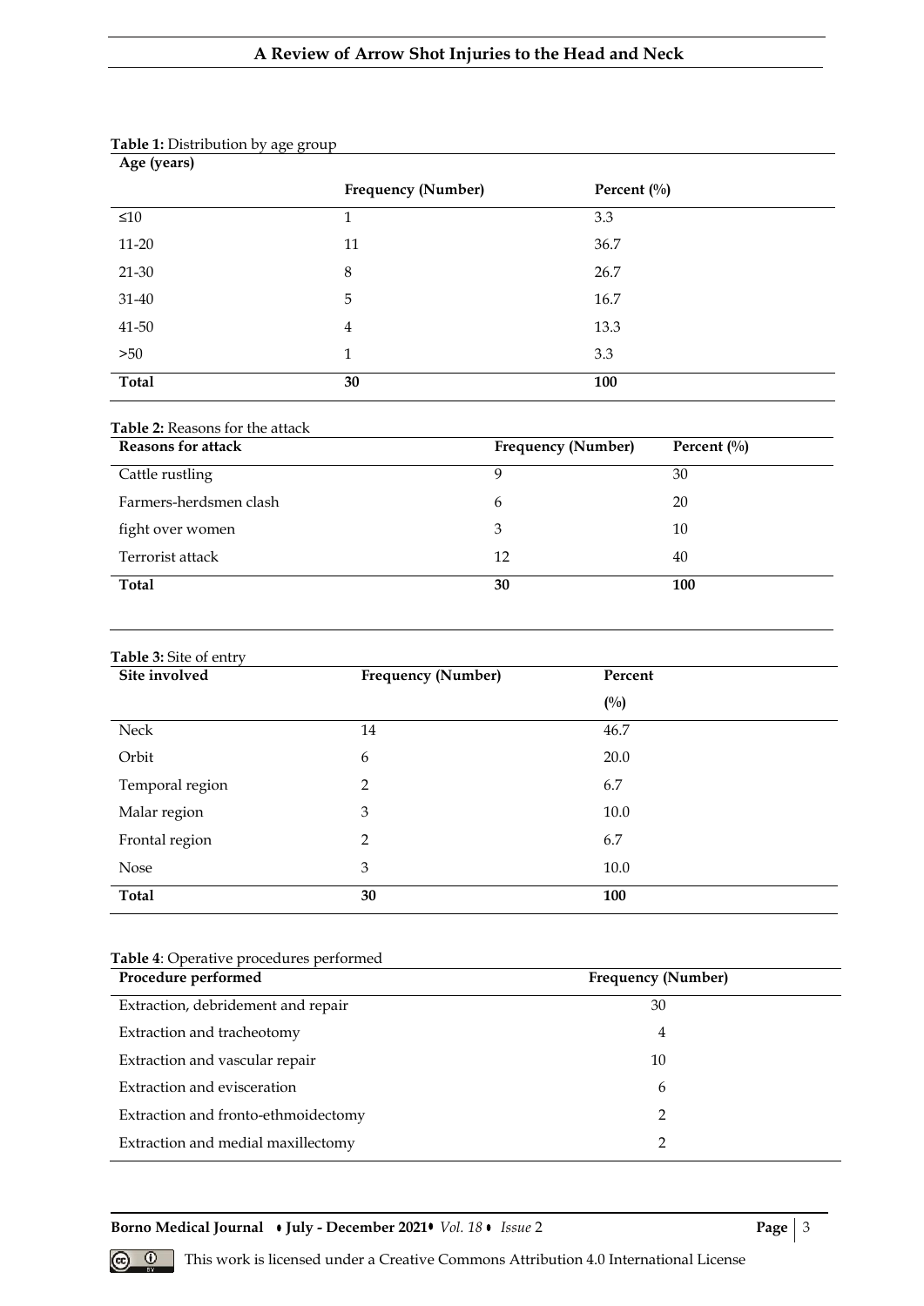**Table 1:** Distribution by age group

| Age (years) | Frequency (Number) | Percent (%) |
|---|---|---|
| ≤10 | 1 | 3.3 |
| 11-20 | 11 | 36.7 |
| 21-30 | 8 | 26.7 |
| 31-40 | 5 | 16.7 |
| 41-50 | 4 | 13.3 |
| >50 | 1 | 3.3 |
| **Total** | **30** | **100** |

**Table 2:** Reasons for the attack

| Reasons for attack | Frequency (Number) | Percent (%) |
|---|---|---|
| Cattle rustling | 9 | 30 |
| Farmers-herdsmen clash | 6 | 20 |
| fight over women | 3 | 10 |
| Terrorist attack | 12 | 40 |
| **Total** | **30** | **100** |

**Table 3:** Site of entry

| Site involved | Frequency (Number) | Percent (%) |
|---|---|---|
| Neck | 14 | 46.7 |
| Orbit | 6 | 20.0 |
| Temporal region | 2 | 6.7 |
| Malar region | 3 | 10.0 |
| Frontal region | 2 | 6.7 |
| Nose | 3 | 10.0 |
| **Total** | **30** | **100** |

**Table 4**: Operative procedures performed

| Procedure performed | Frequency (Number) |
|---|---|
| Extraction, debridement and repair | 30 |
| Extraction and tracheotomy | 4 |
| Extraction and vascular repair | 10 |
| Extraction and evisceration | 6 |
| Extraction and fronto-ethmoidectomy | 2 |
| Extraction and medial maxillectomy | 2 |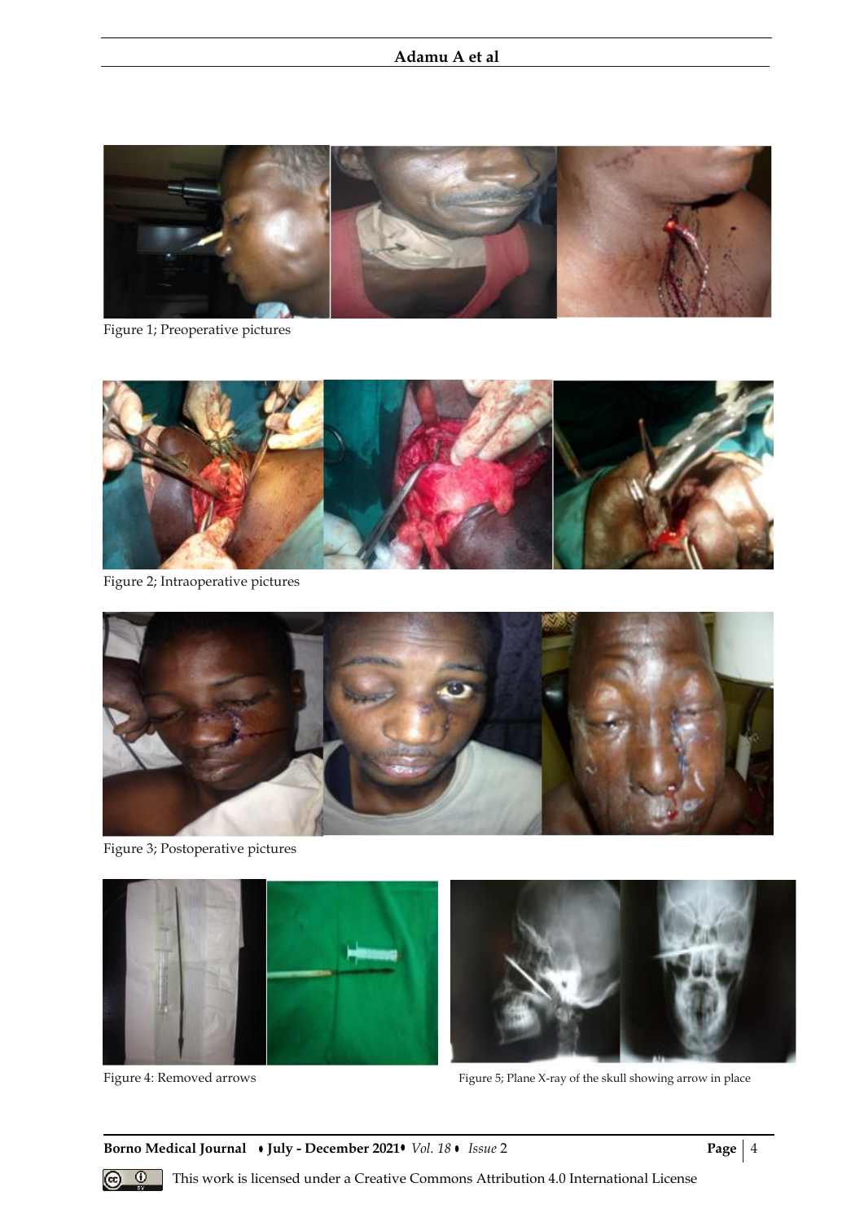Figure 1; Preoperative pictures

Figure 2; Intraoperative pictures

Figure 3; Postoperative pictures

Figure 4: Removed arrows

Figure 5; Plane X-ray of the skull showing arrow in place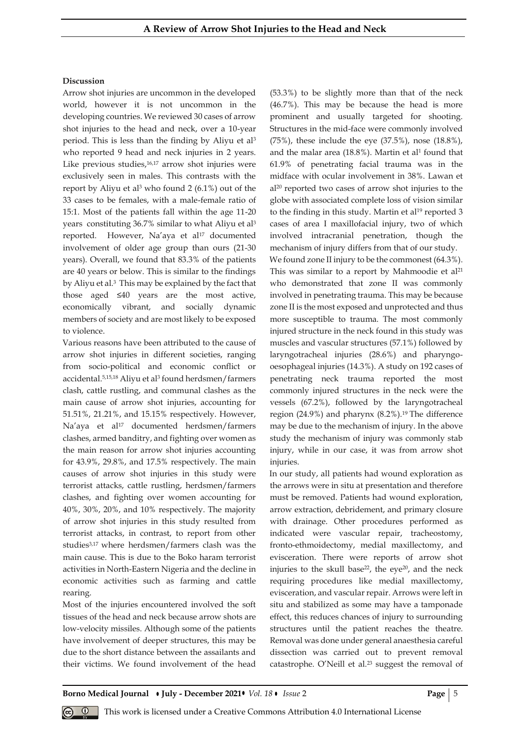**Discussion**

Arrow shot injuries are uncommon in the developed world, however it is not uncommon in the developing countries. We reviewed 30 cases of arrow shot injuries to the head and neck, over a 10-year period. This is less than the finding by Aliyu et al[3] who reported 9 head and neck injuries in 2 years. Like previous studies,[16,17] arrow shot injuries were exclusively seen in males. This contrasts with the report by Aliyu et al[3] who found 2 (6.1%) out of the 33 cases to be females, with a male-female ratio of 15:1. Most of the patients fall within the age 11-20 years constituting 36.7% similar to what Aliyu et al[3] reported. However, Na'aya et al[17] documented involvement of older age group than ours (21-30 years). Overall, we found that 83.3% of the patients are 40 years or below. This is similar to the findings by Aliyu et al.[3] This may be explained by the fact that those aged ≤40 years are the most active, economically vibrant, and socially dynamic members of society and are most likely to be exposed to violence.

Various reasons have been attributed to the cause of arrow shot injuries in different societies, ranging from socio-political and economic conflict or accidental.[5,15,18] Aliyu et al[3] found herdsmen/farmers clash, cattle rustling, and communal clashes as the main cause of arrow shot injuries, accounting for 51.51%, 21.21%, and 15.15% respectively. However, Na'aya et al[17] documented herdsmen/farmers clashes, armed banditry, and fighting over women as the main reason for arrow shot injuries accounting for 43.9%, 29.8%, and 17.5% respectively. The main causes of arrow shot injuries in this study were terrorist attacks, cattle rustling, herdsmen/farmers clashes, and fighting over women accounting for 40%, 30%, 20%, and 10% respectively. The majority of arrow shot injuries in this study resulted from terrorist attacks, in contrast, to report from other studies[3,17] where herdsmen/farmers clash was the main cause. This is due to the Boko haram terrorist activities in North-Eastern Nigeria and the decline in economic activities such as farming and cattle rearing.

Most of the injuries encountered involved the soft tissues of the head and neck because arrow shots are low-velocity missiles. Although some of the patients have involvement of deeper structures, this may be due to the short distance between the assailants and their victims. We found involvement of the head (53.3%) to be slightly more than that of the neck (46.7%). This may be because the head is more prominent and usually targeted for shooting. Structures in the mid-face were commonly involved (75%), these include the eye (37.5%), nose (18.8%), and the malar area (18.8%). Martin et al[1] found that 61.9% of penetrating facial trauma was in the midface with ocular involvement in 38%. Lawan et al[20] reported two cases of arrow shot injuries to the globe with associated complete loss of vision similar to the finding in this study. Martin et al[19] reported 3 cases of area I maxillofacial injury, two of which involved intracranial penetration, though the mechanism of injury differs from that of our study.

We found zone II injury to be the commonest (64.3%). This was similar to a report by Mahmoodie et al[21] who demonstrated that zone II was commonly involved in penetrating trauma. This may be because zone II is the most exposed and unprotected and thus more susceptible to trauma. The most commonly injured structure in the neck found in this study was muscles and vascular structures (57.1%) followed by laryngotracheal injuries (28.6%) and pharyngo-oesophageal injuries (14.3%). A study on 192 cases of penetrating neck trauma reported the most commonly injured structures in the neck were the vessels (67.2%), followed by the laryngotracheal region (24.9%) and pharynx (8.2%).[19] The difference may be due to the mechanism of injury. In the above study the mechanism of injury was commonly stab injury, while in our case, it was from arrow shot injuries.

In our study, all patients had wound exploration as the arrows were in situ at presentation and therefore must be removed. Patients had wound exploration, arrow extraction, debridement, and primary closure with drainage. Other procedures performed as indicated were vascular repair, tracheostomy, fronto-ethmoidectomy, medial maxillectomy, and evisceration. There were reports of arrow shot injuries to the skull base[22], the eye[20], and the neck requiring procedures like medial maxillectomy, evisceration, and vascular repair. Arrows were left in situ and stabilized as some may have a tamponade effect, this reduces chances of injury to surrounding structures until the patient reaches the theatre. Removal was done under general anaesthesia careful dissection was carried out to prevent removal catastrophe. O'Neill et al.[23] suggest the removal of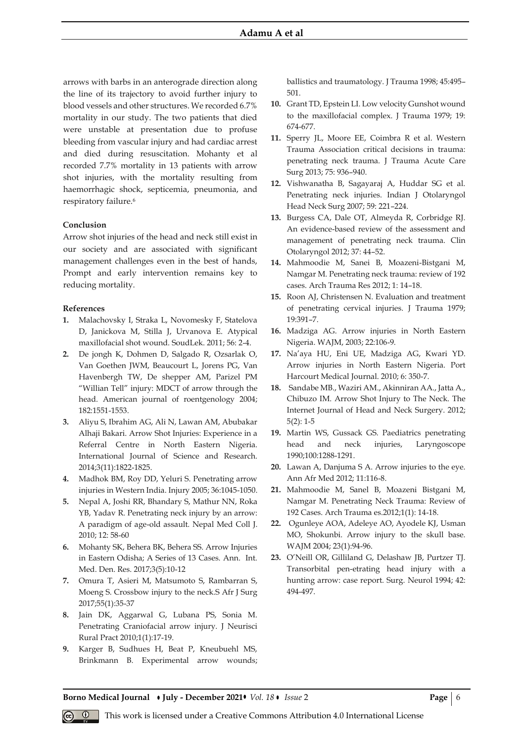arrows with barbs in an anterograde direction along the line of its trajectory to avoid further injury to blood vessels and other structures. We recorded 6.7% mortality in our study. The two patients that died were unstable at presentation due to profuse bleeding from vascular injury and had cardiac arrest and died during resuscitation. Mohanty et al recorded 7.7% mortality in 13 patients with arrow shot injuries, with the mortality resulting from haemorrhagic shock, septicemia, pneumonia, and respiratory failure.[6]

### Conclusion

Arrow shot injuries of the head and neck still exist in our society and are associated with significant management challenges even in the best of hands, Prompt and early intervention remains key to reducing mortality.

### References

1. Malachovsky I, Straka L, Novomesky F, Statelova D, Janickova M, Stilla J, Urvanova E. Atypical maxillofacial shot wound. SoudLek. 2011; 56: 2-4.
2. De jongh K, Dohmen D, Salgado R, Ozsarlak O, Van Goethen JWM, Beaucourt L, Jorens PG, Van Havenbergh TW, De shepper AM, Parizel PM "Willian Tell" injury: MDCT of arrow through the head. American journal of roentgenology 2004; 182:1551-1553.
3. Aliyu S, Ibrahim AG, Ali N, Lawan AM, Abubakar Alhaji Bakari. Arrow Shot Injuries: Experience in a Referral Centre in North Eastern Nigeria. International Journal of Science and Research. 2014;3(11):1822-1825.
4. Madhok BM, Roy DD, Yeluri S. Penetrating arrow injuries in Western India. Injury 2005; 36:1045-1050.
5. Nepal A, Joshi RR, Bhandary S, Mathur NN, Roka YB, Yadav R. Penetrating neck injury by an arrow: A paradigm of age-old assault. Nepal Med Coll J. 2010; 12: 58-60
6. Mohanty SK, Behera BK, Behera SS. Arrow Injuries in Eastern Odisha; A Series of 13 Cases. Ann. Int. Med. Den. Res. 2017;3(5):10-12
7. Omura T, Asieri M, Matsumoto S, Rambarran S, Moeng S. Crossbow injury to the neck.S Afr J Surg 2017;55(1):35-37
8. Jain DK, Aggarwal G, Lubana PS, Sonia M. Penetrating Craniofacial arrow injury. J Neurisci Rural Pract 2010;1(1):17-19.
9. Karger B, Sudhues H, Beat P, Kneubuehl MS, Brinkmann B. Experimental arrow wounds; ballistics and traumatology. J Trauma 1998; 45:495–501.
10. Grant TD, Epstein LI. Low velocity Gunshot wound to the maxillofacial complex. J Trauma 1979; 19: 674-677.
11. Sperry JL, Moore EE, Coimbra R et al. Western Trauma Association critical decisions in trauma: penetrating neck trauma. J Trauma Acute Care Surg 2013; 75: 936–940.
12. Vishwanatha B, Sagayaraj A, Huddar SG et al. Penetrating neck injuries. Indian J Otolaryngol Head Neck Surg 2007; 59: 221–224.
13. Burgess CA, Dale OT, Almeyda R, Corbridge RJ. An evidence-based review of the assessment and management of penetrating neck trauma. Clin Otolaryngol 2012; 37: 44–52.
14. Mahmoodie M, Sanei B, Moazeni-Bistgani M, Namgar M. Penetrating neck trauma: review of 192 cases. Arch Trauma Res 2012; 1: 14–18.
15. Roon AJ, Christensen N. Evaluation and treatment of penetrating cervical injuries. J Trauma 1979; 19:391–7.
16. Madziga AG. Arrow injuries in North Eastern Nigeria. WAJM, 2003; 22:106-9.
17. Na'aya HU, Eni UE, Madziga AG, Kwari YD. Arrow injuries in North Eastern Nigeria. Port Harcourt Medical Journal. 2010; 6: 350-7.
18. Sandabe MB., Waziri AM., Akinniran AA., Jatta A., Chibuzo IM. Arrow Shot Injury to The Neck. The Internet Journal of Head and Neck Surgery. 2012; 5(2): 1-5
19. Martin WS, Gussack GS. Paediatrics penetrating head and neck injuries, Laryngoscope 1990;100:1288-1291.
20. Lawan A, Danjuma S A. Arrow injuries to the eye. Ann Afr Med 2012; 11:116-8.
21. Mahmoodie M, Sanel B, Moazeni Bistgani M, Namgar M. Penetrating Neck Trauma: Review of 192 Cases. Arch Trauma es.2012;1(1): 14-18.
22. Ogunleye AOA, Adeleye AO, Ayodele KJ, Usman MO, Shokunbi. Arrow injury to the skull base. WAJM 2004; 23(1):94-96.
23. O'Neill OR, Gilliland G, Delashaw JB, Purtzer TJ. Transorbital pen-etrating head injury with a hunting arrow: case report. Surg. Neurol 1994; 42: 494-497.

This work is licensed under a Creative Commons Attribution 4.0 International License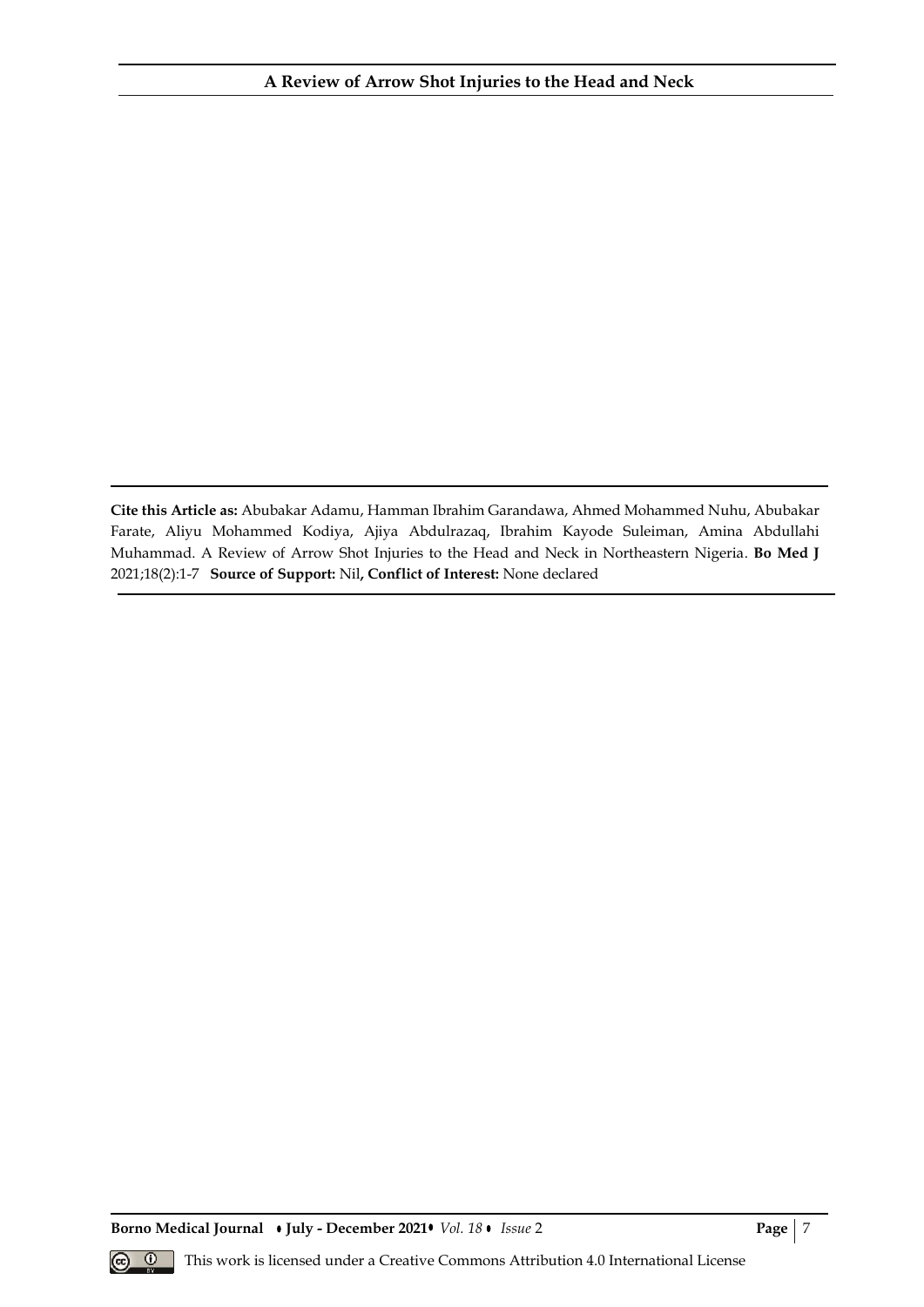**Cite this Article as:** Abubakar Adamu, Hamman Ibrahim Garandawa, Ahmed Mohammed Nuhu, Abubakar Farate, Aliyu Mohammed Kodiya, Ajiya Abdulrazaq, Ibrahim Kayode Suleiman, Amina Abdullahi Muhammad. A Review of Arrow Shot Injuries to the Head and Neck in Northeastern Nigeria. **Bo Med J** 2021;18(2):1-7 **Source of Support:** Nil**, Conflict of Interest:** None declared

This work is licensed under a Creative Commons Attribution 4.0 International License